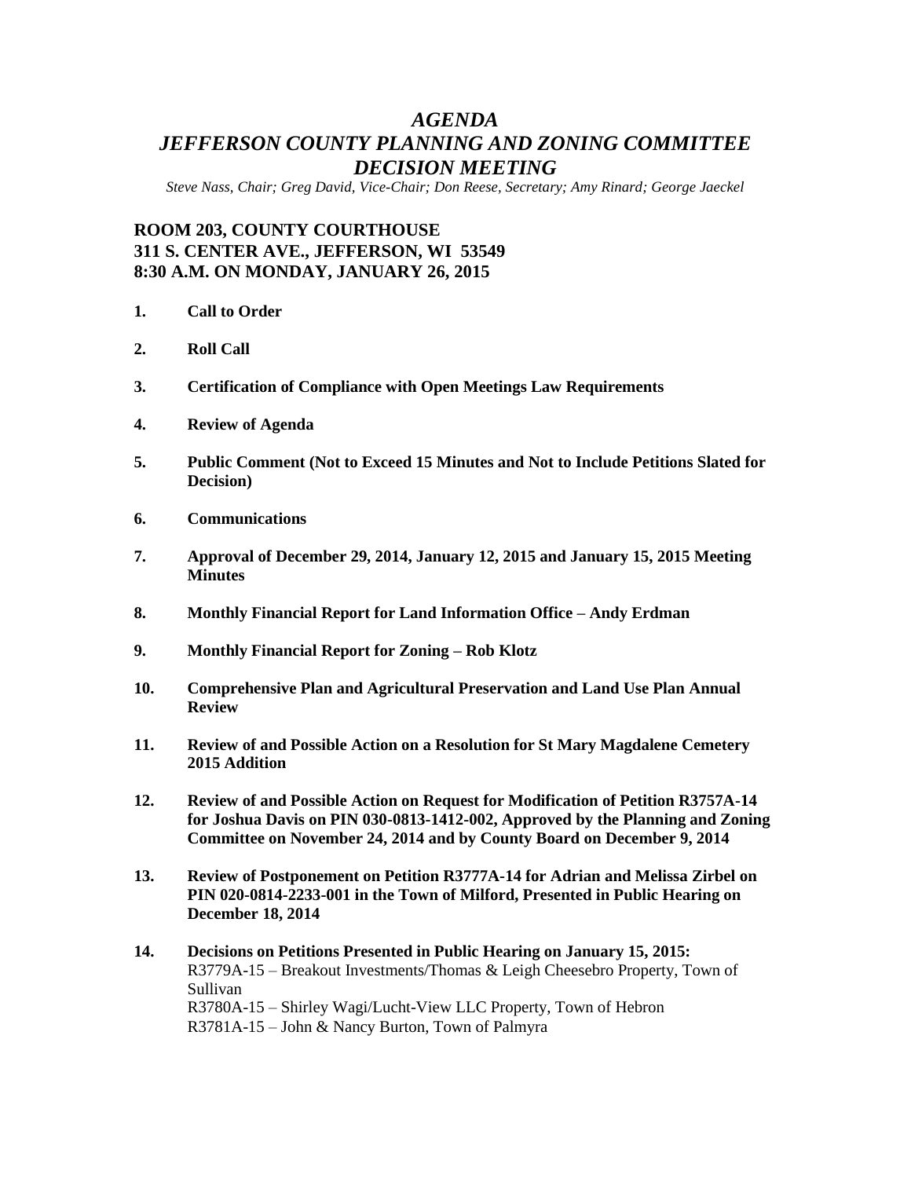# *AGENDA*
# *JEFFERSON COUNTY PLANNING AND ZONING COMMITTEE DECISION MEETING*

*Steve Nass, Chair; Greg David, Vice-Chair; Don Reese, Secretary; Amy Rinard; George Jaeckel*

**ROOM 203, COUNTY COURTHOUSE**
**311 S. CENTER AVE., JEFFERSON, WI 53549**
**8:30 A.M. ON MONDAY, JANUARY 26, 2015**

1. **Call to Order**
2. **Roll Call**
3. **Certification of Compliance with Open Meetings Law Requirements**
4. **Review of Agenda**
5. **Public Comment (Not to Exceed 15 Minutes and Not to Include Petitions Slated for Decision)**
6. **Communications**
7. **Approval of December 29, 2014, January 12, 2015 and January 15, 2015 Meeting Minutes**
8. **Monthly Financial Report for Land Information Office – Andy Erdman**
9. **Monthly Financial Report for Zoning – Rob Klotz**
10. **Comprehensive Plan and Agricultural Preservation and Land Use Plan Annual Review**
11. **Review of and Possible Action on a Resolution for St Mary Magdalene Cemetery 2015 Addition**
12. **Review of and Possible Action on Request for Modification of Petition R3757A-14 for Joshua Davis on PIN 030-0813-1412-002, Approved by the Planning and Zoning Committee on November 24, 2014 and by County Board on December 9, 2014**
13. **Review of Postponement on Petition R3777A-14 for Adrian and Melissa Zirbel on PIN 020-0814-2233-001 in the Town of Milford, Presented in Public Hearing on December 18, 2014**
14. **Decisions on Petitions Presented in Public Hearing on January 15, 2015:**
    R3779A-15 – Breakout Investments/Thomas & Leigh Cheesebro Property, Town of Sullivan
    R3780A-15 – Shirley Wagi/Lucht-View LLC Property, Town of Hebron
    R3781A-15 – John & Nancy Burton, Town of Palmyra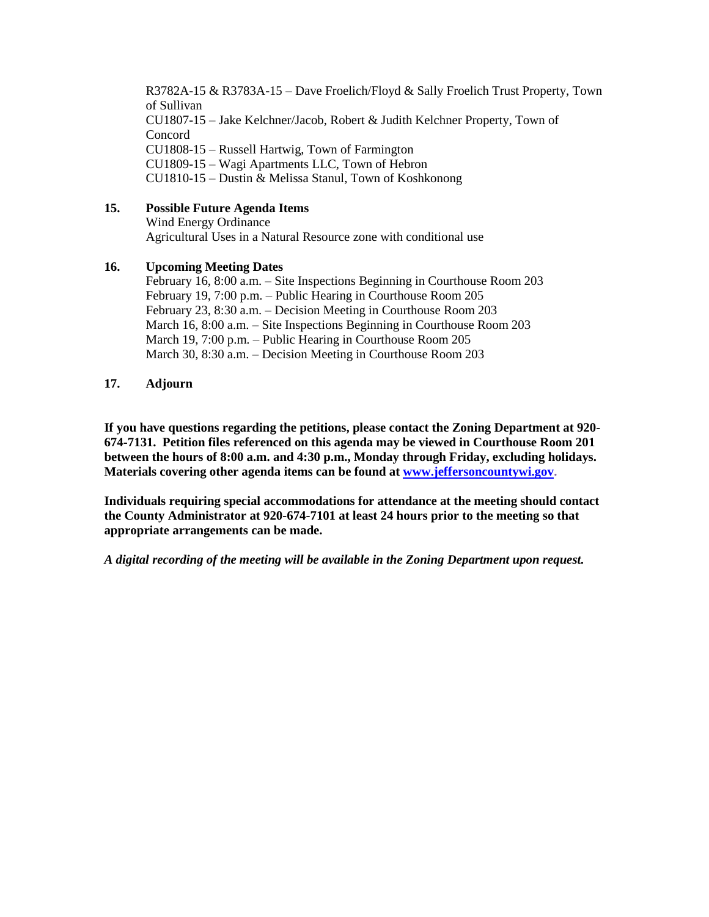R3782A-15 & R3783A-15 – Dave Froelich/Floyd & Sally Froelich Trust Property, Town of Sullivan
CU1807-15 – Jake Kelchner/Jacob, Robert & Judith Kelchner Property, Town of Concord
CU1808-15 – Russell Hartwig, Town of Farmington
CU1809-15 – Wagi Apartments LLC, Town of Hebron
CU1810-15 – Dustin & Melissa Stanul, Town of Koshkonong

**15. Possible Future Agenda Items**

Wind Energy Ordinance
Agricultural Uses in a Natural Resource zone with conditional use

**16. Upcoming Meeting Dates**

February 16, 8:00 a.m. – Site Inspections Beginning in Courthouse Room 203
February 19, 7:00 p.m. – Public Hearing in Courthouse Room 205
February 23, 8:30 a.m. – Decision Meeting in Courthouse Room 203
March 16, 8:00 a.m. – Site Inspections Beginning in Courthouse Room 203
March 19, 7:00 p.m. – Public Hearing in Courthouse Room 205
March 30, 8:30 a.m. – Decision Meeting in Courthouse Room 203

**17. Adjourn**

**If you have questions regarding the petitions, please contact the Zoning Department at 920-674-7131. Petition files referenced on this agenda may be viewed in Courthouse Room 201 between the hours of 8:00 a.m. and 4:30 p.m., Monday through Friday, excluding holidays. Materials covering other agenda items can be found at [www.jeffersoncountywi.gov](http://www.jeffersoncountywi.gov).**

**Individuals requiring special accommodations for attendance at the meeting should contact the County Administrator at 920-674-7101 at least 24 hours prior to the meeting so that appropriate arrangements can be made.**

***A digital recording of the meeting will be available in the Zoning Department upon request.***